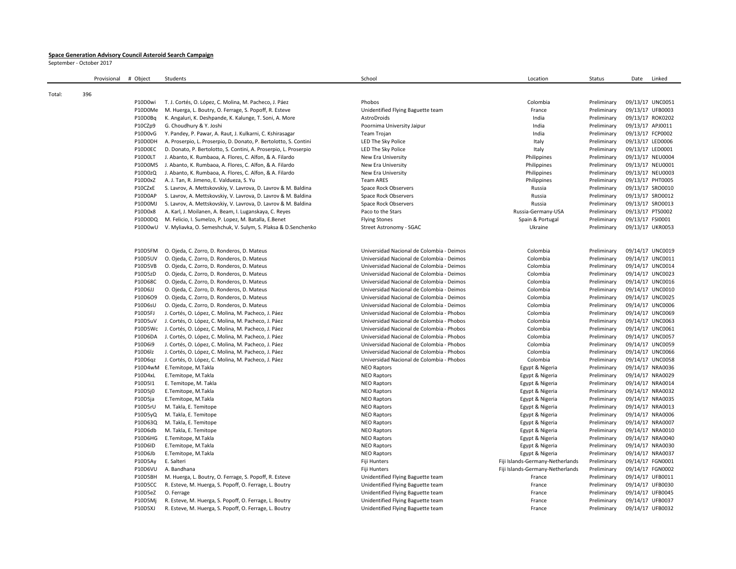**Space Generation Advisory Council Asteroid Search Campaign**

September - October 2017

| | Provisional | # Object | Students | School | Location | Status | Date | Linked |
|---|---|---|---|---|---|---|---|---|
| Total: | 396 | | | | | | | |
| | | P10D0wi | T. J. Cortés, O. López, C. Molina, M. Pacheco, J. Páez | Phobos | Colombia | Preliminary | 09/13/17 | UNC0051 |
| | | P10D0Me | M. Huerga, L. Boutry, O. Ferrage, S. Popoff, R. Esteve | Unidentified Flying Baguette team | France | Preliminary | 09/13/17 | UFB0003 |
| | | P10D0Bq | K. Angaluri, K. Deshpande, K. Kalunge, T. Soni, A. More | AstroDroids | India | Preliminary | 09/13/17 | ROK0202 |
| | | P10CZp9 | G. Choudhury & Y. Joshi | Poornima University Jaipur | India | Preliminary | 09/13/17 | APJ0011 |
| | | P10D0vG | Y. Pandey, P. Pawar, A. Raut, J. Kulkarni, C. Kshirasagar | Team Trojan | India | Preliminary | 09/13/17 | FCP0002 |
| | | P10D0DH | A. Proserpio, L. Proserpio, D. Donato, P. Bertolotto, S. Contini | LED The Sky Police | Italy | Preliminary | 09/13/17 | LED0006 |
| | | P10D0EC | D. Donato, P. Bertolotto, S. Contini, A. Proserpio, L. Proserpio | LED The Sky Police | Italy | Preliminary | 09/13/17 | LED0001 |
| | | P10D0LT | J. Abanto, K. Rumbaoa, A. Flores, C. Alfon, & A. Filardo | New Era University | Philippines | Preliminary | 09/13/17 | NEU0004 |
| | | P10D0M5 | J. Abanto, K. Rumbaoa, A. Flores, C. Alfon, & A. Filardo | New Era University | Philippines | Preliminary | 09/13/17 | NEU0001 |
| | | P10D0zQ | J. Abanto, K. Rumbaoa, A. Flores, C. Alfon, & A. Filardo | New Era University | Philippines | Preliminary | 09/13/17 | NEU0003 |
| | | P10D0xZ | A. J. Tan, R. Jimeno, E. Valdueza, S. Yu | Team ARES | Philippines | Preliminary | 09/13/17 | PHT0005 |
| | | P10CZxE | S. Lavrov, A. Mettskovskiy, V. Lavrova, D. Lavrov & M. Baldina | Space Rock Observers | Russia | Preliminary | 09/13/17 | SRO0010 |
| | | P10D0AP | S. Lavrov, A. Mettskovskiy, V. Lavrova, D. Lavrov & M. Baldina | Space Rock Observers | Russia | Preliminary | 09/13/17 | SRO0012 |
| | | P10D0MJ | S. Lavrov, A. Mettskovskiy, V. Lavrova, D. Lavrov & M. Baldina | Space Rock Observers | Russia | Preliminary | 09/13/17 | SRO0013 |
| | | P10D0x8 | A. Karl, J. Moilanen, A. Beam, I. Luganskaya, C. Reyes | Paco to the Stars | Russia-Germany-USA | Preliminary | 09/13/17 | PTS0002 |
| | | P10D0DQ | M. Felicio, I. Sumelzo, P. Lopez, M. Batalla, E.Benet | Flying Stones | Spain & Portugal | Preliminary | 09/13/17 | FSI0001 |
| | | P10D0wU | V. Myliavka, O. Semeshchuk, V. Sulym, S. Plaksa & D.Senchenko | Street Astronomy - SGAC | Ukraine | Preliminary | 09/13/17 | UKR0053 |
| | | P10D5FM | O. Ojeda, C. Zorro, D. Ronderos, D. Mateus | Universidad Nacional de Colombia - Deimos | Colombia | Preliminary | 09/14/17 | UNC0019 |
| | | P10D5UV | O. Ojeda, C. Zorro, D. Ronderos, D. Mateus | Universidad Nacional de Colombia - Deimos | Colombia | Preliminary | 09/14/17 | UNC0011 |
| | | P10D5VB | O. Ojeda, C. Zorro, D. Ronderos, D. Mateus | Universidad Nacional de Colombia - Deimos | Colombia | Preliminary | 09/14/17 | UNC0014 |
| | | P10D5zD | O. Ojeda, C. Zorro, D. Ronderos, D. Mateus | Universidad Nacional de Colombia - Deimos | Colombia | Preliminary | 09/14/17 | UNC0023 |
| | | P10D68C | O. Ojeda, C. Zorro, D. Ronderos, D. Mateus | Universidad Nacional de Colombia - Deimos | Colombia | Preliminary | 09/14/17 | UNC0016 |
| | | P10D6JJ | O. Ojeda, C. Zorro, D. Ronderos, D. Mateus | Universidad Nacional de Colombia - Deimos | Colombia | Preliminary | 09/14/17 | UNC0010 |
| | | P10D6O9 | O. Ojeda, C. Zorro, D. Ronderos, D. Mateus | Universidad Nacional de Colombia - Deimos | Colombia | Preliminary | 09/14/17 | UNC0025 |
| | | P10D6sU | O. Ojeda, C. Zorro, D. Ronderos, D. Mateus | Universidad Nacional de Colombia - Deimos | Colombia | Preliminary | 09/14/17 | UNC0006 |
| | | P10D5FJ | J. Cortés, O. López, C. Molina, M. Pacheco, J. Páez | Universidad Nacional de Colombia - Phobos | Colombia | Preliminary | 09/14/17 | UNC0069 |
| | | P10D5uV | J. Cortés, O. López, C. Molina, M. Pacheco, J. Páez | Universidad Nacional de Colombia - Phobos | Colombia | Preliminary | 09/14/17 | UNC0063 |
| | | P10D5Wc | J. Cortés, O. López, C. Molina, M. Pacheco, J. Páez | Universidad Nacional de Colombia - Phobos | Colombia | Preliminary | 09/14/17 | UNC0061 |
| | | P10D6DA | J. Cortés, O. López, C. Molina, M. Pacheco, J. Páez | Universidad Nacional de Colombia - Phobos | Colombia | Preliminary | 09/14/17 | UNC0057 |
| | | P10D6i9 | J. Cortés, O. López, C. Molina, M. Pacheco, J. Páez | Universidad Nacional de Colombia - Phobos | Colombia | Preliminary | 09/14/17 | UNC0059 |
| | | P10D6lz | J. Cortés, O. López, C. Molina, M. Pacheco, J. Páez | Universidad Nacional de Colombia - Phobos | Colombia | Preliminary | 09/14/17 | UNC0066 |
| | | P10D6qz | J. Cortés, O. López, C. Molina, M. Pacheco, J. Páez | Universidad Nacional de Colombia - Phobos | Colombia | Preliminary | 09/14/17 | UNC0058 |
| | | P10D4wM | E.Temitope, M.Takla | NEO Raptors | Egypt & Nigeria | Preliminary | 09/14/17 | NRA0036 |
| | | P10D4xL | E.Temitope, M.Takla | NEO Raptors | Egypt & Nigeria | Preliminary | 09/14/17 | NRA0029 |
| | | P10D5I1 | E. Temitope, M. Takla | NEO Raptors | Egypt & Nigeria | Preliminary | 09/14/17 | NRA0014 |
| | | P10D5j0 | E.Temitope, M.Takla | NEO Raptors | Egypt & Nigeria | Preliminary | 09/14/17 | NRA0032 |
| | | P10D5ja | E.Temitope, M.Takla | NEO Raptors | Egypt & Nigeria | Preliminary | 09/14/17 | NRA0035 |
| | | P10D5rU | M. Takla, E. Temitope | NEO Raptors | Egypt & Nigeria | Preliminary | 09/14/17 | NRA0013 |
| | | P10D5yQ | M. Takla, E. Temitope | NEO Raptors | Egypt & Nigeria | Preliminary | 09/14/17 | NRA0006 |
| | | P10D63Q | M. Takla, E. Temitope | NEO Raptors | Egypt & Nigeria | Preliminary | 09/14/17 | NRA0007 |
| | | P10D6db | M. Takla, E. Temitope | NEO Raptors | Egypt & Nigeria | Preliminary | 09/14/17 | NRA0010 |
| | | P10D6HG | E.Temitope, M.Takla | NEO Raptors | Egypt & Nigeria | Preliminary | 09/14/17 | NRA0040 |
| | | P10D6ID | E.Temitope, M.Takla | NEO Raptors | Egypt & Nigeria | Preliminary | 09/14/17 | NRA0030 |
| | | P10D6Jb | E.Temitope, M.Takla | NEO Raptors | Egypt & Nigeria | Preliminary | 09/14/17 | NRA0037 |
| | | P10D5Ay | E. Salteri | Fiji Hunters | Fiji Islands-Germany-Netherlands | Preliminary | 09/14/17 | FGN0001 |
| | | P10D6VU | A. Bandhana | Fiji Hunters | Fiji Islands-Germany-Netherlands | Preliminary | 09/14/17 | FGN0002 |
| | | P10D5BH | M. Huerga, L. Boutry, O. Ferrage, S. Popoff, R. Esteve | Unidentified Flying Baguette team | France | Preliminary | 09/14/17 | UFB0011 |
| | | P10D5CC | R. Esteve, M. Huerga, S. Popoff, O. Ferrage, L. Boutry | Unidentified Flying Baguette team | France | Preliminary | 09/14/17 | UFB0030 |
| | | P10D5eZ | O. Ferrage | Unidentified Flying Baguette team | France | Preliminary | 09/14/17 | UFB0045 |
| | | P10D5Mj | R. Esteve, M. Huerga, S. Popoff, O. Ferrage, L. Boutry | Unidentified Flying Baguette team | France | Preliminary | 09/14/17 | UFB0037 |
| | | P10D5XJ | R. Esteve, M. Huerga, S. Popoff, O. Ferrage, L. Boutry | Unidentified Flying Baguette team | France | Preliminary | 09/14/17 | UFB0032 |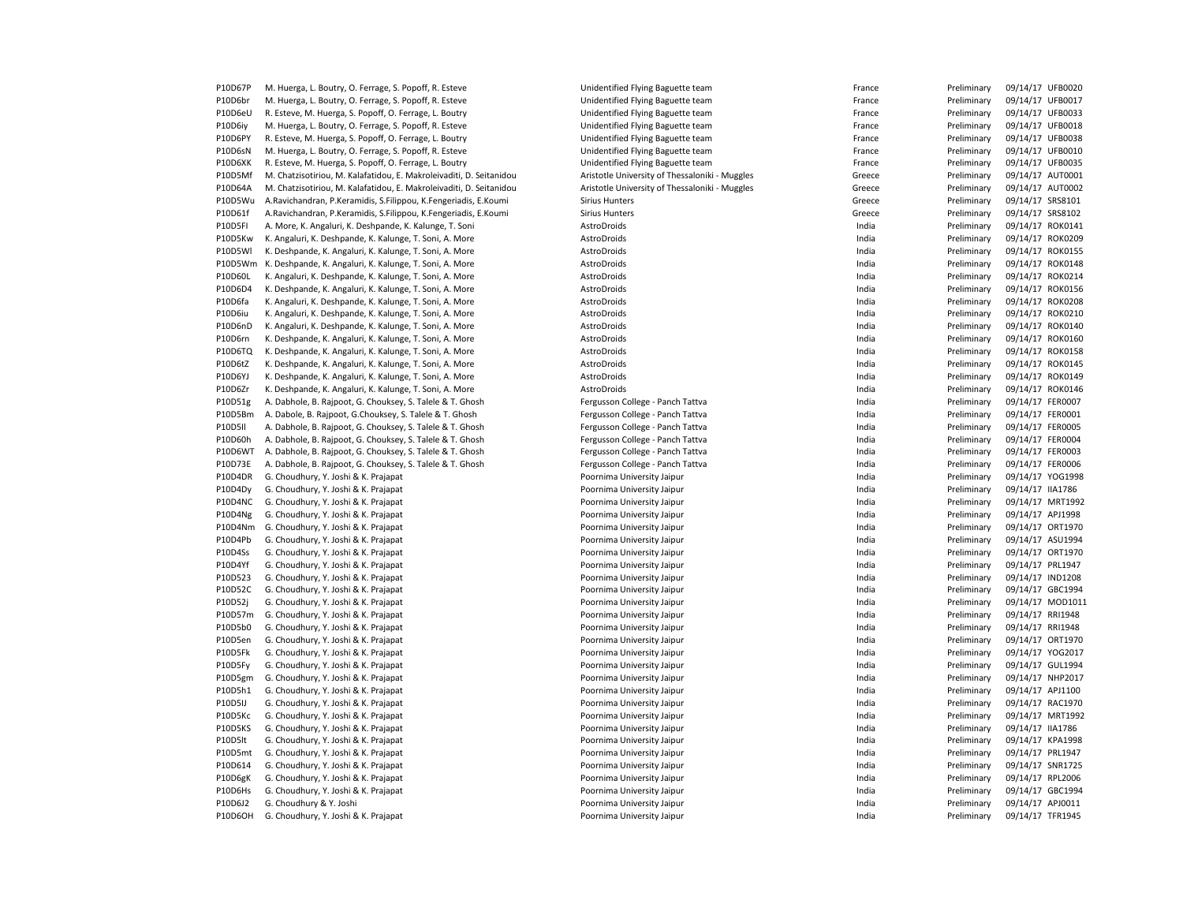| | | | | | | |
|---|---|---|---|---|---|---|
| P10D67P | M. Huerga, L. Boutry, O. Ferrage, S. Popoff, R. Esteve | Unidentified Flying Baguette team | France | Preliminary | 09/14/17 | UFB0020 |
| P10D6br | M. Huerga, L. Boutry, O. Ferrage, S. Popoff, R. Esteve | Unidentified Flying Baguette team | France | Preliminary | 09/14/17 | UFB0017 |
| P10D6eU | R. Esteve, M. Huerga, S. Popoff, O. Ferrage, L. Boutry | Unidentified Flying Baguette team | France | Preliminary | 09/14/17 | UFB0033 |
| P10D6iy | M. Huerga, L. Boutry, O. Ferrage, S. Popoff, R. Esteve | Unidentified Flying Baguette team | France | Preliminary | 09/14/17 | UFB0018 |
| P10D6PY | R. Esteve, M. Huerga, S. Popoff, O. Ferrage, L. Boutry | Unidentified Flying Baguette team | France | Preliminary | 09/14/17 | UFB0038 |
| P10D6sN | M. Huerga, L. Boutry, O. Ferrage, S. Popoff, R. Esteve | Unidentified Flying Baguette team | France | Preliminary | 09/14/17 | UFB0010 |
| P10D6XK | R. Esteve, M. Huerga, S. Popoff, O. Ferrage, L. Boutry | Unidentified Flying Baguette team | France | Preliminary | 09/14/17 | UFB0035 |
| P10D5Mf | M. Chatzisotiriou, M. Kalafatidou, E. Makroleivaditi, D. Seitanidou | Aristotle University of Thessaloniki - Muggles | Greece | Preliminary | 09/14/17 | AUT0001 |
| P10D64A | M. Chatzisotiriou, M. Kalafatidou, E. Makroleivaditi, D. Seitanidou | Aristotle University of Thessaloniki - Muggles | Greece | Preliminary | 09/14/17 | AUT0002 |
| P10D5Wu | A.Ravichandran, P.Keramidis, S.Filippou, K.Fengeriadis, E.Koumi | Sirius Hunters | Greece | Preliminary | 09/14/17 | SRS8101 |
| P10D61f | A.Ravichandran, P.Keramidis, S.Filippou, K.Fengeriadis, E.Koumi | Sirius Hunters | Greece | Preliminary | 09/14/17 | SRS8102 |
| P10D5FI | A. More, K. Angaluri, K. Deshpande, K. Kalunge, T. Soni | AstroDroids | India | Preliminary | 09/14/17 | ROK0141 |
| P10D5Kw | K. Angaluri, K. Deshpande, K. Kalunge, T. Soni, A. More | AstroDroids | India | Preliminary | 09/14/17 | ROK0209 |
| P10D5Wl | K. Deshpande, K. Angaluri, K. Kalunge, T. Soni, A. More | AstroDroids | India | Preliminary | 09/14/17 | ROK0155 |
| P10D5Wm | K. Deshpande, K. Angaluri, K. Kalunge, T. Soni, A. More | AstroDroids | India | Preliminary | 09/14/17 | ROK0148 |
| P10D60L | K. Angaluri, K. Deshpande, K. Kalunge, T. Soni, A. More | AstroDroids | India | Preliminary | 09/14/17 | ROK0214 |
| P10D6D4 | K. Deshpande, K. Angaluri, K. Kalunge, T. Soni, A. More | AstroDroids | India | Preliminary | 09/14/17 | ROK0156 |
| P10D6fa | K. Angaluri, K. Deshpande, K. Kalunge, T. Soni, A. More | AstroDroids | India | Preliminary | 09/14/17 | ROK0208 |
| P10D6iu | K. Angaluri, K. Deshpande, K. Kalunge, T. Soni, A. More | AstroDroids | India | Preliminary | 09/14/17 | ROK0210 |
| P10D6nD | K. Angaluri, K. Deshpande, K. Kalunge, T. Soni, A. More | AstroDroids | India | Preliminary | 09/14/17 | ROK0140 |
| P10D6rn | K. Deshpande, K. Angaluri, K. Kalunge, T. Soni, A. More | AstroDroids | India | Preliminary | 09/14/17 | ROK0160 |
| P10D6TQ | K. Deshpande, K. Angaluri, K. Kalunge, T. Soni, A. More | AstroDroids | India | Preliminary | 09/14/17 | ROK0158 |
| P10D6tZ | K. Deshpande, K. Angaluri, K. Kalunge, T. Soni, A. More | AstroDroids | India | Preliminary | 09/14/17 | ROK0145 |
| P10D6YJ | K. Deshpande, K. Angaluri, K. Kalunge, T. Soni, A. More | AstroDroids | India | Preliminary | 09/14/17 | ROK0149 |
| P10D6Zr | K. Deshpande, K. Angaluri, K. Kalunge, T. Soni, A. More | AstroDroids | India | Preliminary | 09/14/17 | ROK0146 |
| P10D51g | A. Dabhole, B. Rajpoot, G. Chouksey, S. Talele & T. Ghosh | Fergusson College - Panch Tattva | India | Preliminary | 09/14/17 | FER0007 |
| P10D5Bm | A. Dabole, B. Rajpoot, G.Chouksey, S. Talele & T. Ghosh | Fergusson College - Panch Tattva | India | Preliminary | 09/14/17 | FER0001 |
| P10D5Il | A. Dabhole, B. Rajpoot, G. Chouksey, S. Talele & T. Ghosh | Fergusson College - Panch Tattva | India | Preliminary | 09/14/17 | FER0005 |
| P10D60h | A. Dabhole, B. Rajpoot, G. Chouksey, S. Talele & T. Ghosh | Fergusson College - Panch Tattva | India | Preliminary | 09/14/17 | FER0004 |
| P10D6WT | A. Dabhole, B. Rajpoot, G. Chouksey, S. Talele & T. Ghosh | Fergusson College - Panch Tattva | India | Preliminary | 09/14/17 | FER0003 |
| P10D73E | A. Dabhole, B. Rajpoot, G. Chouksey, S. Talele & T. Ghosh | Fergusson College - Panch Tattva | India | Preliminary | 09/14/17 | FER0006 |
| P10D4DR | G. Choudhury, Y. Joshi & K. Prajapat | Poornima University Jaipur | India | Preliminary | 09/14/17 | YOG1998 |
| P10D4Dy | G. Choudhury, Y. Joshi & K. Prajapat | Poornima University Jaipur | India | Preliminary | 09/14/17 | IIA1786 |
| P10D4NC | G. Choudhury, Y. Joshi & K. Prajapat | Poornima University Jaipur | India | Preliminary | 09/14/17 | MRT1992 |
| P10D4Ng | G. Choudhury, Y. Joshi & K. Prajapat | Poornima University Jaipur | India | Preliminary | 09/14/17 | APJ1998 |
| P10D4Nm | G. Choudhury, Y. Joshi & K. Prajapat | Poornima University Jaipur | India | Preliminary | 09/14/17 | ORT1970 |
| P10D4Pb | G. Choudhury, Y. Joshi & K. Prajapat | Poornima University Jaipur | India | Preliminary | 09/14/17 | ASU1994 |
| P10D4Ss | G. Choudhury, Y. Joshi & K. Prajapat | Poornima University Jaipur | India | Preliminary | 09/14/17 | ORT1970 |
| P10D4Yf | G. Choudhury, Y. Joshi & K. Prajapat | Poornima University Jaipur | India | Preliminary | 09/14/17 | PRL1947 |
| P10D523 | G. Choudhury, Y. Joshi & K. Prajapat | Poornima University Jaipur | India | Preliminary | 09/14/17 | IND1208 |
| P10D52C | G. Choudhury, Y. Joshi & K. Prajapat | Poornima University Jaipur | India | Preliminary | 09/14/17 | GBC1994 |
| P10D52j | G. Choudhury, Y. Joshi & K. Prajapat | Poornima University Jaipur | India | Preliminary | 09/14/17 | MOD1011 |
| P10D57m | G. Choudhury, Y. Joshi & K. Prajapat | Poornima University Jaipur | India | Preliminary | 09/14/17 | RRI1948 |
| P10D5b0 | G. Choudhury, Y. Joshi & K. Prajapat | Poornima University Jaipur | India | Preliminary | 09/14/17 | RRI1948 |
| P10D5en | G. Choudhury, Y. Joshi & K. Prajapat | Poornima University Jaipur | India | Preliminary | 09/14/17 | ORT1970 |
| P10D5Fk | G. Choudhury, Y. Joshi & K. Prajapat | Poornima University Jaipur | India | Preliminary | 09/14/17 | YOG2017 |
| P10D5Fy | G. Choudhury, Y. Joshi & K. Prajapat | Poornima University Jaipur | India | Preliminary | 09/14/17 | GUL1994 |
| P10D5gm | G. Choudhury, Y. Joshi & K. Prajapat | Poornima University Jaipur | India | Preliminary | 09/14/17 | NHP2017 |
| P10D5h1 | G. Choudhury, Y. Joshi & K. Prajapat | Poornima University Jaipur | India | Preliminary | 09/14/17 | APJ1100 |
| P10D5IJ | G. Choudhury, Y. Joshi & K. Prajapat | Poornima University Jaipur | India | Preliminary | 09/14/17 | RAC1970 |
| P10D5Kc | G. Choudhury, Y. Joshi & K. Prajapat | Poornima University Jaipur | India | Preliminary | 09/14/17 | MRT1992 |
| P10D5KS | G. Choudhury, Y. Joshi & K. Prajapat | Poornima University Jaipur | India | Preliminary | 09/14/17 | IIA1786 |
| P10D5lt | G. Choudhury, Y. Joshi & K. Prajapat | Poornima University Jaipur | India | Preliminary | 09/14/17 | KPA1998 |
| P10D5mt | G. Choudhury, Y. Joshi & K. Prajapat | Poornima University Jaipur | India | Preliminary | 09/14/17 | PRL1947 |
| P10D614 | G. Choudhury, Y. Joshi & K. Prajapat | Poornima University Jaipur | India | Preliminary | 09/14/17 | SNR1725 |
| P10D6gK | G. Choudhury, Y. Joshi & K. Prajapat | Poornima University Jaipur | India | Preliminary | 09/14/17 | RPL2006 |
| P10D6Hs | G. Choudhury, Y. Joshi & K. Prajapat | Poornima University Jaipur | India | Preliminary | 09/14/17 | GBC1994 |
| P10D6J2 | G. Choudhury & Y. Joshi | Poornima University Jaipur | India | Preliminary | 09/14/17 | APJ0011 |
| P10D6OH | G. Choudhury, Y. Joshi & K. Prajapat | Poornima University Jaipur | India | Preliminary | 09/14/17 | TFR1945 |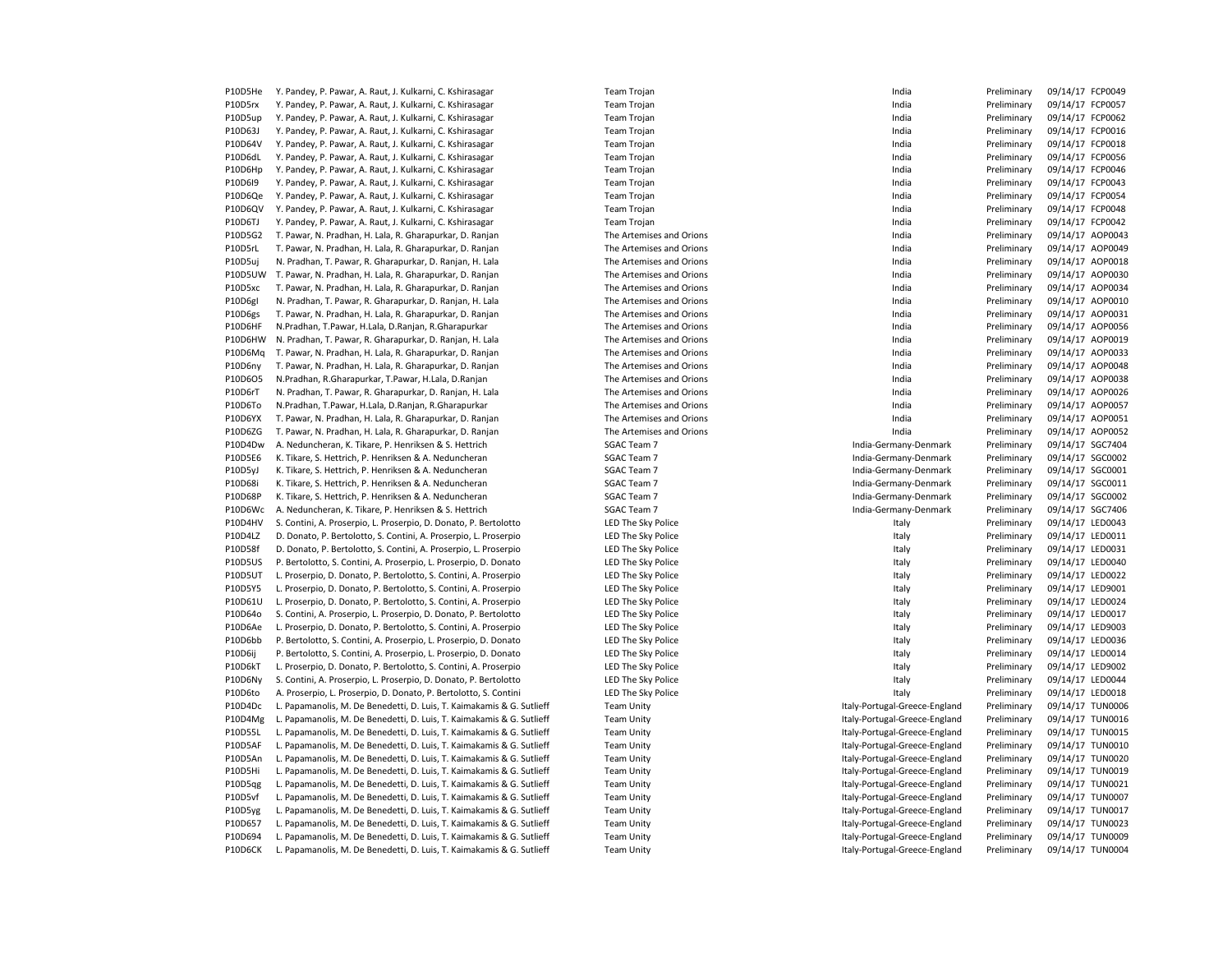| | | | | | |
|---|---|---|---|---|---|
| P10D5He | Y. Pandey, P. Pawar, A. Raut, J. Kulkarni, C. Kshirasagar | Team Trojan | India | Preliminary | 09/14/17 FCP0049 |
| P10D5rx | Y. Pandey, P. Pawar, A. Raut, J. Kulkarni, C. Kshirasagar | Team Trojan | India | Preliminary | 09/14/17 FCP0057 |
| P10D5up | Y. Pandey, P. Pawar, A. Raut, J. Kulkarni, C. Kshirasagar | Team Trojan | India | Preliminary | 09/14/17 FCP0062 |
| P10D63J | Y. Pandey, P. Pawar, A. Raut, J. Kulkarni, C. Kshirasagar | Team Trojan | India | Preliminary | 09/14/17 FCP0016 |
| P10D64V | Y. Pandey, P. Pawar, A. Raut, J. Kulkarni, C. Kshirasagar | Team Trojan | India | Preliminary | 09/14/17 FCP0018 |
| P10D6dL | Y. Pandey, P. Pawar, A. Raut, J. Kulkarni, C. Kshirasagar | Team Trojan | India | Preliminary | 09/14/17 FCP0056 |
| P10D6Hp | Y. Pandey, P. Pawar, A. Raut, J. Kulkarni, C. Kshirasagar | Team Trojan | India | Preliminary | 09/14/17 FCP0046 |
| P10D6I9 | Y. Pandey, P. Pawar, A. Raut, J. Kulkarni, C. Kshirasagar | Team Trojan | India | Preliminary | 09/14/17 FCP0043 |
| P10D6Qe | Y. Pandey, P. Pawar, A. Raut, J. Kulkarni, C. Kshirasagar | Team Trojan | India | Preliminary | 09/14/17 FCP0054 |
| P10D6QV | Y. Pandey, P. Pawar, A. Raut, J. Kulkarni, C. Kshirasagar | Team Trojan | India | Preliminary | 09/14/17 FCP0048 |
| P10D6TJ | Y. Pandey, P. Pawar, A. Raut, J. Kulkarni, C. Kshirasagar | Team Trojan | India | Preliminary | 09/14/17 FCP0042 |
| P10D5G2 | T. Pawar, N. Pradhan, H. Lala, R. Gharapurkar, D. Ranjan | The Artemises and Orions | India | Preliminary | 09/14/17 AOP0043 |
| P10D5rL | T. Pawar, N. Pradhan, H. Lala, R. Gharapurkar, D. Ranjan | The Artemises and Orions | India | Preliminary | 09/14/17 AOP0049 |
| P10D5uj | N. Pradhan, T. Pawar, R. Gharapurkar, D. Ranjan, H. Lala | The Artemises and Orions | India | Preliminary | 09/14/17 AOP0018 |
| P10D5UW | T. Pawar, N. Pradhan, H. Lala, R. Gharapurkar, D. Ranjan | The Artemises and Orions | India | Preliminary | 09/14/17 AOP0030 |
| P10D5xc | T. Pawar, N. Pradhan, H. Lala, R. Gharapurkar, D. Ranjan | The Artemises and Orions | India | Preliminary | 09/14/17 AOP0034 |
| P10D6gI | N. Pradhan, T. Pawar, R. Gharapurkar, D. Ranjan, H. Lala | The Artemises and Orions | India | Preliminary | 09/14/17 AOP0010 |
| P10D6gs | T. Pawar, N. Pradhan, H. Lala, R. Gharapurkar, D. Ranjan | The Artemises and Orions | India | Preliminary | 09/14/17 AOP0031 |
| P10D6HF | N.Pradhan, T.Pawar, H.Lala, D.Ranjan, R.Gharapurkar | The Artemises and Orions | India | Preliminary | 09/14/17 AOP0056 |
| P10D6HW | N. Pradhan, T. Pawar, R. Gharapurkar, D. Ranjan, H. Lala | The Artemises and Orions | India | Preliminary | 09/14/17 AOP0019 |
| P10D6Mq | T. Pawar, N. Pradhan, H. Lala, R. Gharapurkar, D. Ranjan | The Artemises and Orions | India | Preliminary | 09/14/17 AOP0033 |
| P10D6ny | T. Pawar, N. Pradhan, H. Lala, R. Gharapurkar, D. Ranjan | The Artemises and Orions | India | Preliminary | 09/14/17 AOP0048 |
| P10D6O5 | N.Pradhan, R.Gharapurkar, T.Pawar, H.Lala, D.Ranjan | The Artemises and Orions | India | Preliminary | 09/14/17 AOP0038 |
| P10D6rT | N. Pradhan, T. Pawar, R. Gharapurkar, D. Ranjan, H. Lala | The Artemises and Orions | India | Preliminary | 09/14/17 AOP0026 |
| P10D6To | N.Pradhan, T.Pawar, H.Lala, D.Ranjan, R.Gharapurkar | The Artemises and Orions | India | Preliminary | 09/14/17 AOP0057 |
| P10D6YX | T. Pawar, N. Pradhan, H. Lala, R. Gharapurkar, D. Ranjan | The Artemises and Orions | India | Preliminary | 09/14/17 AOP0051 |
| P10D6ZG | T. Pawar, N. Pradhan, H. Lala, R. Gharapurkar, D. Ranjan | The Artemises and Orions | India | Preliminary | 09/14/17 AOP0052 |
| P10D4Dw | A. Neduncheran, K. Tikare, P. Henriksen & S. Hettrich | SGAC Team 7 | India-Germany-Denmark | Preliminary | 09/14/17 SGC7404 |
| P10D5E6 | K. Tikare, S. Hettrich, P. Henriksen & A. Neduncheran | SGAC Team 7 | India-Germany-Denmark | Preliminary | 09/14/17 SGC0002 |
| P10D5yJ | K. Tikare, S. Hettrich, P. Henriksen & A. Neduncheran | SGAC Team 7 | India-Germany-Denmark | Preliminary | 09/14/17 SGC0001 |
| P10D68i | K. Tikare, S. Hettrich, P. Henriksen & A. Neduncheran | SGAC Team 7 | India-Germany-Denmark | Preliminary | 09/14/17 SGC0011 |
| P10D68P | K. Tikare, S. Hettrich, P. Henriksen & A. Neduncheran | SGAC Team 7 | India-Germany-Denmark | Preliminary | 09/14/17 SGC0002 |
| P10D6Wc | A. Neduncheran, K. Tikare, P. Henriksen & S. Hettrich | SGAC Team 7 | India-Germany-Denmark | Preliminary | 09/14/17 SGC7406 |
| P10D4HV | S. Contini, A. Proserpio, L. Proserpio, D. Donato, P. Bertolotto | LED The Sky Police | Italy | Preliminary | 09/14/17 LED0043 |
| P10D4LZ | D. Donato, P. Bertolotto, S. Contini, A. Proserpio, L. Proserpio | LED The Sky Police | Italy | Preliminary | 09/14/17 LED0011 |
| P10D58f | D. Donato, P. Bertolotto, S. Contini, A. Proserpio, L. Proserpio | LED The Sky Police | Italy | Preliminary | 09/14/17 LED0031 |
| P10D5US | P. Bertolotto, S. Contini, A. Proserpio, L. Proserpio, D. Donato | LED The Sky Police | Italy | Preliminary | 09/14/17 LED0040 |
| P10D5UT | L. Proserpio, D. Donato, P. Bertolotto, S. Contini, A. Proserpio | LED The Sky Police | Italy | Preliminary | 09/14/17 LED0022 |
| P10D5Y5 | L. Proserpio, D. Donato, P. Bertolotto, S. Contini, A. Proserpio | LED The Sky Police | Italy | Preliminary | 09/14/17 LED9001 |
| P10D61U | L. Proserpio, D. Donato, P. Bertolotto, S. Contini, A. Proserpio | LED The Sky Police | Italy | Preliminary | 09/14/17 LED0024 |
| P10D64o | S. Contini, A. Proserpio, L. Proserpio, D. Donato, P. Bertolotto | LED The Sky Police | Italy | Preliminary | 09/14/17 LED0017 |
| P10D6Ae | L. Proserpio, D. Donato, P. Bertolotto, S. Contini, A. Proserpio | LED The Sky Police | Italy | Preliminary | 09/14/17 LED9003 |
| P10D6bb | P. Bertolotto, S. Contini, A. Proserpio, L. Proserpio, D. Donato | LED The Sky Police | Italy | Preliminary | 09/14/17 LED0036 |
| P10D6ij | P. Bertolotto, S. Contini, A. Proserpio, L. Proserpio, D. Donato | LED The Sky Police | Italy | Preliminary | 09/14/17 LED0014 |
| P10D6kT | L. Proserpio, D. Donato, P. Bertolotto, S. Contini, A. Proserpio | LED The Sky Police | Italy | Preliminary | 09/14/17 LED9002 |
| P10D6Ny | S. Contini, A. Proserpio, L. Proserpio, D. Donato, P. Bertolotto | LED The Sky Police | Italy | Preliminary | 09/14/17 LED0044 |
| P10D6to | A. Proserpio, L. Proserpio, D. Donato, P. Bertolotto, S. Contini | LED The Sky Police | Italy | Preliminary | 09/14/17 LED0018 |
| P10D4Dc | L. Papamanolis, M. De Benedetti, D. Luis, T. Kaimakamis & G. Sutlieff | Team Unity | Italy-Portugal-Greece-England | Preliminary | 09/14/17 TUN0006 |
| P10D4Mg | L. Papamanolis, M. De Benedetti, D. Luis, T. Kaimakamis & G. Sutlieff | Team Unity | Italy-Portugal-Greece-England | Preliminary | 09/14/17 TUN0016 |
| P10D55L | L. Papamanolis, M. De Benedetti, D. Luis, T. Kaimakamis & G. Sutlieff | Team Unity | Italy-Portugal-Greece-England | Preliminary | 09/14/17 TUN0015 |
| P10D5AF | L. Papamanolis, M. De Benedetti, D. Luis, T. Kaimakamis & G. Sutlieff | Team Unity | Italy-Portugal-Greece-England | Preliminary | 09/14/17 TUN0010 |
| P10D5An | L. Papamanolis, M. De Benedetti, D. Luis, T. Kaimakamis & G. Sutlieff | Team Unity | Italy-Portugal-Greece-England | Preliminary | 09/14/17 TUN0020 |
| P10D5Hi | L. Papamanolis, M. De Benedetti, D. Luis, T. Kaimakamis & G. Sutlieff | Team Unity | Italy-Portugal-Greece-England | Preliminary | 09/14/17 TUN0019 |
| P10D5qg | L. Papamanolis, M. De Benedetti, D. Luis, T. Kaimakamis & G. Sutlieff | Team Unity | Italy-Portugal-Greece-England | Preliminary | 09/14/17 TUN0021 |
| P10D5vf | L. Papamanolis, M. De Benedetti, D. Luis, T. Kaimakamis & G. Sutlieff | Team Unity | Italy-Portugal-Greece-England | Preliminary | 09/14/17 TUN0007 |
| P10D5yg | L. Papamanolis, M. De Benedetti, D. Luis, T. Kaimakamis & G. Sutlieff | Team Unity | Italy-Portugal-Greece-England | Preliminary | 09/14/17 TUN0017 |
| P10D657 | L. Papamanolis, M. De Benedetti, D. Luis, T. Kaimakamis & G. Sutlieff | Team Unity | Italy-Portugal-Greece-England | Preliminary | 09/14/17 TUN0023 |
| P10D694 | L. Papamanolis, M. De Benedetti, D. Luis, T. Kaimakamis & G. Sutlieff | Team Unity | Italy-Portugal-Greece-England | Preliminary | 09/14/17 TUN0009 |
| P10D6CK | L. Papamanolis, M. De Benedetti, D. Luis, T. Kaimakamis & G. Sutlieff | Team Unity | Italy-Portugal-Greece-England | Preliminary | 09/14/17 TUN0004 |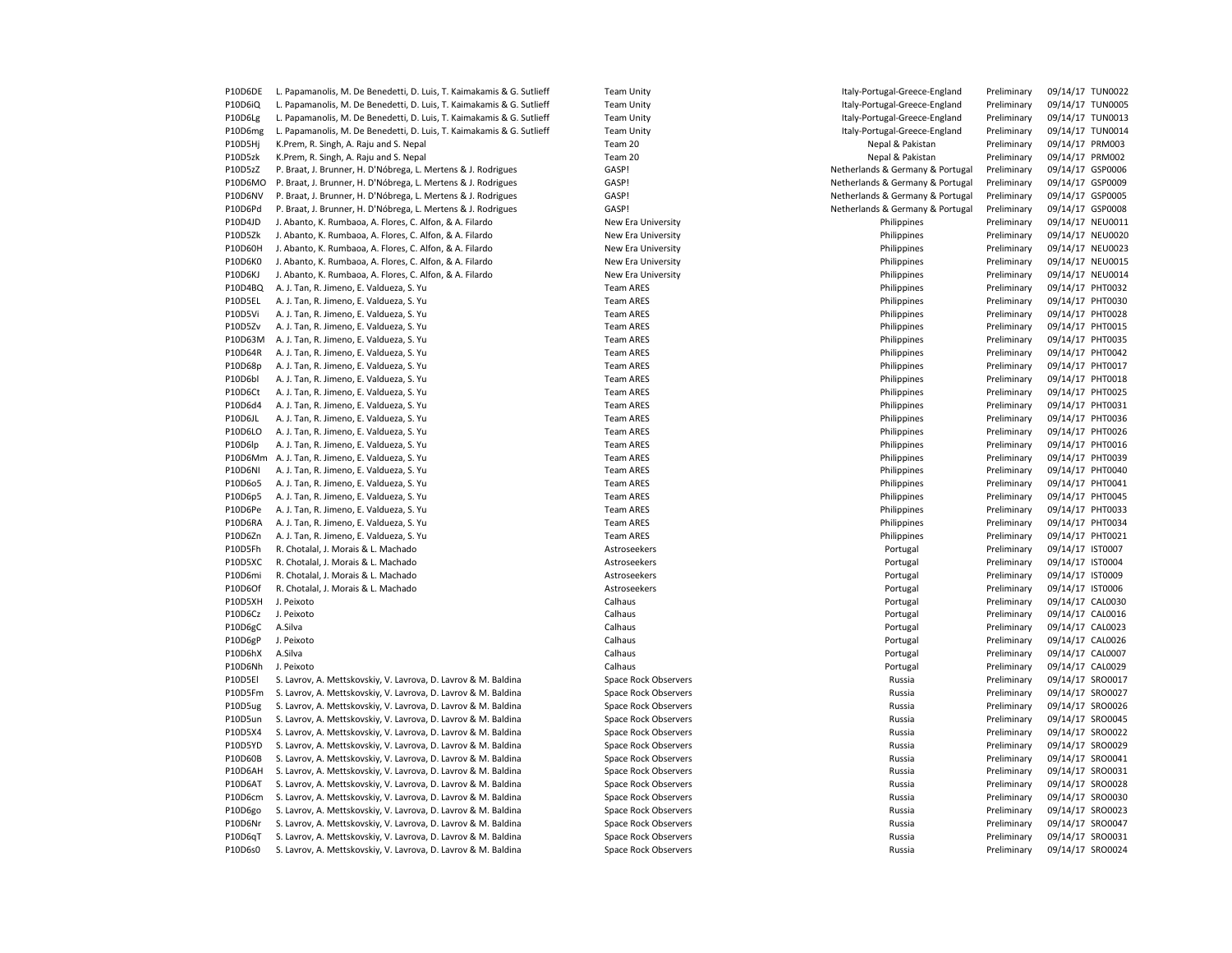| | | | | | | |
|---|---|---|---|---|---|---|
| P10D6DE | L. Papamanolis, M. De Benedetti, D. Luis, T. Kaimakamis & G. Sutlieff | Team Unity | Italy-Portugal-Greece-England | Preliminary | 09/14/17 | TUN0022 |
| P10D6iQ | L. Papamanolis, M. De Benedetti, D. Luis, T. Kaimakamis & G. Sutlieff | Team Unity | Italy-Portugal-Greece-England | Preliminary | 09/14/17 | TUN0005 |
| P10D6Lg | L. Papamanolis, M. De Benedetti, D. Luis, T. Kaimakamis & G. Sutlieff | Team Unity | Italy-Portugal-Greece-England | Preliminary | 09/14/17 | TUN0013 |
| P10D6mg | L. Papamanolis, M. De Benedetti, D. Luis, T. Kaimakamis & G. Sutlieff | Team Unity | Italy-Portugal-Greece-England | Preliminary | 09/14/17 | TUN0014 |
| P10D5Hj | K.Prem, R. Singh, A. Raju and S. Nepal | Team 20 | Nepal & Pakistan | Preliminary | 09/14/17 | PRM003 |
| P10D5zk | K.Prem, R. Singh, A. Raju and S. Nepal | Team 20 | Nepal & Pakistan | Preliminary | 09/14/17 | PRM002 |
| P10D5zZ | P. Braat, J. Brunner, H. D'Nóbrega, L. Mertens & J. Rodrigues | GASP! | Netherlands & Germany & Portugal | Preliminary | 09/14/17 | GSP0006 |
| P10D6MO | P. Braat, J. Brunner, H. D'Nóbrega, L. Mertens & J. Rodrigues | GASP! | Netherlands & Germany & Portugal | Preliminary | 09/14/17 | GSP0009 |
| P10D6NV | P. Braat, J. Brunner, H. D'Nóbrega, L. Mertens & J. Rodrigues | GASP! | Netherlands & Germany & Portugal | Preliminary | 09/14/17 | GSP0005 |
| P10D6Pd | P. Braat, J. Brunner, H. D'Nóbrega, L. Mertens & J. Rodrigues | GASP! | Netherlands & Germany & Portugal | Preliminary | 09/14/17 | GSP0008 |
| P10D4JD | J. Abanto, K. Rumbaoa, A. Flores, C. Alfon, & A. Filardo | New Era University | Philippines | Preliminary | 09/14/17 | NEU0011 |
| P10D5Zk | J. Abanto, K. Rumbaoa, A. Flores, C. Alfon, & A. Filardo | New Era University | Philippines | Preliminary | 09/14/17 | NEU0020 |
| P10D60H | J. Abanto, K. Rumbaoa, A. Flores, C. Alfon, & A. Filardo | New Era University | Philippines | Preliminary | 09/14/17 | NEU0023 |
| P10D6K0 | J. Abanto, K. Rumbaoa, A. Flores, C. Alfon, & A. Filardo | New Era University | Philippines | Preliminary | 09/14/17 | NEU0015 |
| P10D6KJ | J. Abanto, K. Rumbaoa, A. Flores, C. Alfon, & A. Filardo | New Era University | Philippines | Preliminary | 09/14/17 | NEU0014 |
| P10D4BQ | A. J. Tan, R. Jimeno, E. Valdueza, S. Yu | Team ARES | Philippines | Preliminary | 09/14/17 | PHT0032 |
| P10D5EL | A. J. Tan, R. Jimeno, E. Valdueza, S. Yu | Team ARES | Philippines | Preliminary | 09/14/17 | PHT0030 |
| P10D5Vi | A. J. Tan, R. Jimeno, E. Valdueza, S. Yu | Team ARES | Philippines | Preliminary | 09/14/17 | PHT0028 |
| P10D5Zv | A. J. Tan, R. Jimeno, E. Valdueza, S. Yu | Team ARES | Philippines | Preliminary | 09/14/17 | PHT0015 |
| P10D63M | A. J. Tan, R. Jimeno, E. Valdueza, S. Yu | Team ARES | Philippines | Preliminary | 09/14/17 | PHT0035 |
| P10D64R | A. J. Tan, R. Jimeno, E. Valdueza, S. Yu | Team ARES | Philippines | Preliminary | 09/14/17 | PHT0042 |
| P10D68p | A. J. Tan, R. Jimeno, E. Valdueza, S. Yu | Team ARES | Philippines | Preliminary | 09/14/17 | PHT0017 |
| P10D6bl | A. J. Tan, R. Jimeno, E. Valdueza, S. Yu | Team ARES | Philippines | Preliminary | 09/14/17 | PHT0018 |
| P10D6Ct | A. J. Tan, R. Jimeno, E. Valdueza, S. Yu | Team ARES | Philippines | Preliminary | 09/14/17 | PHT0025 |
| P10D6d4 | A. J. Tan, R. Jimeno, E. Valdueza, S. Yu | Team ARES | Philippines | Preliminary | 09/14/17 | PHT0031 |
| P10D6JL | A. J. Tan, R. Jimeno, E. Valdueza, S. Yu | Team ARES | Philippines | Preliminary | 09/14/17 | PHT0036 |
| P10D6LO | A. J. Tan, R. Jimeno, E. Valdueza, S. Yu | Team ARES | Philippines | Preliminary | 09/14/17 | PHT0026 |
| P10D6lp | A. J. Tan, R. Jimeno, E. Valdueza, S. Yu | Team ARES | Philippines | Preliminary | 09/14/17 | PHT0016 |
| P10D6Mm | A. J. Tan, R. Jimeno, E. Valdueza, S. Yu | Team ARES | Philippines | Preliminary | 09/14/17 | PHT0039 |
| P10D6Nl | A. J. Tan, R. Jimeno, E. Valdueza, S. Yu | Team ARES | Philippines | Preliminary | 09/14/17 | PHT0040 |
| P10D6o5 | A. J. Tan, R. Jimeno, E. Valdueza, S. Yu | Team ARES | Philippines | Preliminary | 09/14/17 | PHT0041 |
| P10D6p5 | A. J. Tan, R. Jimeno, E. Valdueza, S. Yu | Team ARES | Philippines | Preliminary | 09/14/17 | PHT0045 |
| P10D6Pe | A. J. Tan, R. Jimeno, E. Valdueza, S. Yu | Team ARES | Philippines | Preliminary | 09/14/17 | PHT0033 |
| P10D6RA | A. J. Tan, R. Jimeno, E. Valdueza, S. Yu | Team ARES | Philippines | Preliminary | 09/14/17 | PHT0034 |
| P10D6Zn | A. J. Tan, R. Jimeno, E. Valdueza, S. Yu | Team ARES | Philippines | Preliminary | 09/14/17 | PHT0021 |
| P10D5Fh | R. Chotalal, J. Morais & L. Machado | Astroseekers | Portugal | Preliminary | 09/14/17 | IST0007 |
| P10D5XC | R. Chotalal, J. Morais & L. Machado | Astroseekers | Portugal | Preliminary | 09/14/17 | IST0004 |
| P10D6mi | R. Chotalal, J. Morais & L. Machado | Astroseekers | Portugal | Preliminary | 09/14/17 | IST0009 |
| P10D6Of | R. Chotalal, J. Morais & L. Machado | Astroseekers | Portugal | Preliminary | 09/14/17 | IST0006 |
| P10D5XH | J. Peixoto | Calhaus | Portugal | Preliminary | 09/14/17 | CAL0030 |
| P10D6Cz | J. Peixoto | Calhaus | Portugal | Preliminary | 09/14/17 | CAL0016 |
| P10D6gC | A.Silva | Calhaus | Portugal | Preliminary | 09/14/17 | CAL0023 |
| P10D6gP | J. Peixoto | Calhaus | Portugal | Preliminary | 09/14/17 | CAL0026 |
| P10D6hX | A.Silva | Calhaus | Portugal | Preliminary | 09/14/17 | CAL0007 |
| P10D6Nh | J. Peixoto | Calhaus | Portugal | Preliminary | 09/14/17 | CAL0029 |
| P10D5El | S. Lavrov, A. Mettskovskiy, V. Lavrova, D. Lavrov & M. Baldina | Space Rock Observers | Russia | Preliminary | 09/14/17 | SRO0017 |
| P10D5Fm | S. Lavrov, A. Mettskovskiy, V. Lavrova, D. Lavrov & M. Baldina | Space Rock Observers | Russia | Preliminary | 09/14/17 | SRO0027 |
| P10D5ug | S. Lavrov, A. Mettskovskiy, V. Lavrova, D. Lavrov & M. Baldina | Space Rock Observers | Russia | Preliminary | 09/14/17 | SRO0026 |
| P10D5un | S. Lavrov, A. Mettskovskiy, V. Lavrova, D. Lavrov & M. Baldina | Space Rock Observers | Russia | Preliminary | 09/14/17 | SRO0045 |
| P10D5X4 | S. Lavrov, A. Mettskovskiy, V. Lavrova, D. Lavrov & M. Baldina | Space Rock Observers | Russia | Preliminary | 09/14/17 | SRO0022 |
| P10D5YD | S. Lavrov, A. Mettskovskiy, V. Lavrova, D. Lavrov & M. Baldina | Space Rock Observers | Russia | Preliminary | 09/14/17 | SRO0029 |
| P10D60B | S. Lavrov, A. Mettskovskiy, V. Lavrova, D. Lavrov & M. Baldina | Space Rock Observers | Russia | Preliminary | 09/14/17 | SRO0041 |
| P10D6AH | S. Lavrov, A. Mettskovskiy, V. Lavrova, D. Lavrov & M. Baldina | Space Rock Observers | Russia | Preliminary | 09/14/17 | SRO0031 |
| P10D6AT | S. Lavrov, A. Mettskovskiy, V. Lavrova, D. Lavrov & M. Baldina | Space Rock Observers | Russia | Preliminary | 09/14/17 | SRO0028 |
| P10D6cm | S. Lavrov, A. Mettskovskiy, V. Lavrova, D. Lavrov & M. Baldina | Space Rock Observers | Russia | Preliminary | 09/14/17 | SRO0030 |
| P10D6go | S. Lavrov, A. Mettskovskiy, V. Lavrova, D. Lavrov & M. Baldina | Space Rock Observers | Russia | Preliminary | 09/14/17 | SRO0023 |
| P10D6Nr | S. Lavrov, A. Mettskovskiy, V. Lavrova, D. Lavrov & M. Baldina | Space Rock Observers | Russia | Preliminary | 09/14/17 | SRO0047 |
| P10D6qT | S. Lavrov, A. Mettskovskiy, V. Lavrova, D. Lavrov & M. Baldina | Space Rock Observers | Russia | Preliminary | 09/14/17 | SRO0031 |
| P10D6s0 | S. Lavrov, A. Mettskovskiy, V. Lavrova, D. Lavrov & M. Baldina | Space Rock Observers | Russia | Preliminary | 09/14/17 | SRO0024 |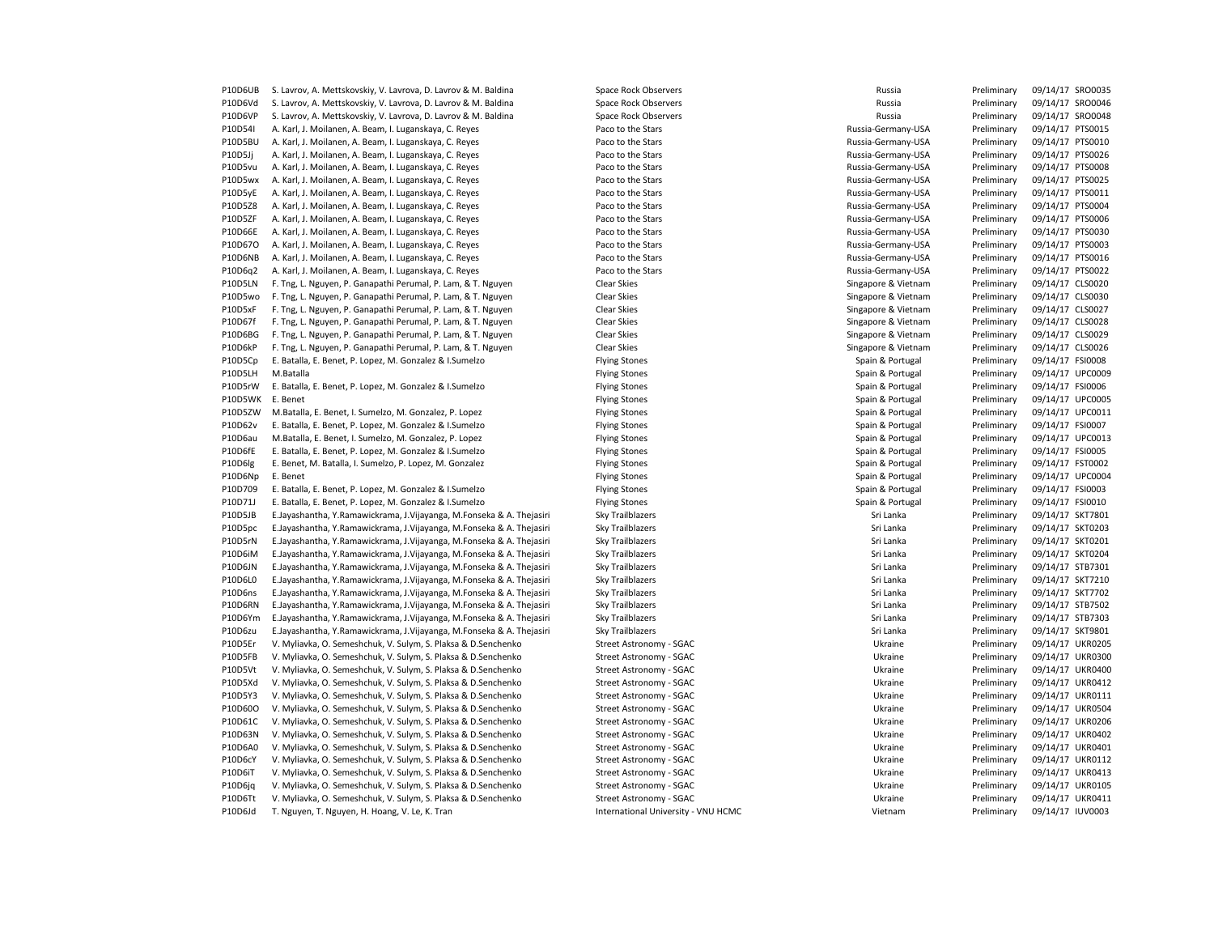| | | | | | | |
|---|---|---|---|---|---|---|
| P10D6UB | S. Lavrov, A. Mettskovskiy, V. Lavrova, D. Lavrov & M. Baldina | Space Rock Observers | Russia | Preliminary | 09/14/17 | SRO0035 |
| P10D6Vd | S. Lavrov, A. Mettskovskiy, V. Lavrova, D. Lavrov & M. Baldina | Space Rock Observers | Russia | Preliminary | 09/14/17 | SRO0046 |
| P10D6VP | S. Lavrov, A. Mettskovskiy, V. Lavrova, D. Lavrov & M. Baldina | Space Rock Observers | Russia | Preliminary | 09/14/17 | SRO0048 |
| P10D54I | A. Karl, J. Moilanen, A. Beam, I. Luganskaya, C. Reyes | Paco to the Stars | Russia-Germany-USA | Preliminary | 09/14/17 | PTS0015 |
| P10D5BU | A. Karl, J. Moilanen, A. Beam, I. Luganskaya, C. Reyes | Paco to the Stars | Russia-Germany-USA | Preliminary | 09/14/17 | PTS0010 |
| P10D5Jj | A. Karl, J. Moilanen, A. Beam, I. Luganskaya, C. Reyes | Paco to the Stars | Russia-Germany-USA | Preliminary | 09/14/17 | PTS0026 |
| P10D5vu | A. Karl, J. Moilanen, A. Beam, I. Luganskaya, C. Reyes | Paco to the Stars | Russia-Germany-USA | Preliminary | 09/14/17 | PTS0008 |
| P10D5wx | A. Karl, J. Moilanen, A. Beam, I. Luganskaya, C. Reyes | Paco to the Stars | Russia-Germany-USA | Preliminary | 09/14/17 | PTS0025 |
| P10D5yE | A. Karl, J. Moilanen, A. Beam, I. Luganskaya, C. Reyes | Paco to the Stars | Russia-Germany-USA | Preliminary | 09/14/17 | PTS0011 |
| P10D5Z8 | A. Karl, J. Moilanen, A. Beam, I. Luganskaya, C. Reyes | Paco to the Stars | Russia-Germany-USA | Preliminary | 09/14/17 | PTS0004 |
| P10D5ZF | A. Karl, J. Moilanen, A. Beam, I. Luganskaya, C. Reyes | Paco to the Stars | Russia-Germany-USA | Preliminary | 09/14/17 | PTS0006 |
| P10D66E | A. Karl, J. Moilanen, A. Beam, I. Luganskaya, C. Reyes | Paco to the Stars | Russia-Germany-USA | Preliminary | 09/14/17 | PTS0030 |
| P10D67O | A. Karl, J. Moilanen, A. Beam, I. Luganskaya, C. Reyes | Paco to the Stars | Russia-Germany-USA | Preliminary | 09/14/17 | PTS0003 |
| P10D6NB | A. Karl, J. Moilanen, A. Beam, I. Luganskaya, C. Reyes | Paco to the Stars | Russia-Germany-USA | Preliminary | 09/14/17 | PTS0016 |
| P10D6q2 | A. Karl, J. Moilanen, A. Beam, I. Luganskaya, C. Reyes | Paco to the Stars | Russia-Germany-USA | Preliminary | 09/14/17 | PTS0022 |
| P10D5LN | F. Tng, L. Nguyen, P. Ganapathi Perumal, P. Lam, & T. Nguyen | Clear Skies | Singapore & Vietnam | Preliminary | 09/14/17 | CLS0020 |
| P10D5wo | F. Tng, L. Nguyen, P. Ganapathi Perumal, P. Lam, & T. Nguyen | Clear Skies | Singapore & Vietnam | Preliminary | 09/14/17 | CLS0030 |
| P10D5xF | F. Tng, L. Nguyen, P. Ganapathi Perumal, P. Lam, & T. Nguyen | Clear Skies | Singapore & Vietnam | Preliminary | 09/14/17 | CLS0027 |
| P10D67f | F. Tng, L. Nguyen, P. Ganapathi Perumal, P. Lam, & T. Nguyen | Clear Skies | Singapore & Vietnam | Preliminary | 09/14/17 | CLS0028 |
| P10D6BG | F. Tng, L. Nguyen, P. Ganapathi Perumal, P. Lam, & T. Nguyen | Clear Skies | Singapore & Vietnam | Preliminary | 09/14/17 | CLS0029 |
| P10D6kP | F. Tng, L. Nguyen, P. Ganapathi Perumal, P. Lam, & T. Nguyen | Clear Skies | Singapore & Vietnam | Preliminary | 09/14/17 | CLS0026 |
| P10D5Cp | E. Batalla, E. Benet, P. Lopez, M. Gonzalez & I.Sumelzo | Flying Stones | Spain & Portugal | Preliminary | 09/14/17 | FSI0008 |
| P10D5LH | M.Batalla | Flying Stones | Spain & Portugal | Preliminary | 09/14/17 | UPC0009 |
| P10D5rW | E. Batalla, E. Benet, P. Lopez, M. Gonzalez & I.Sumelzo | Flying Stones | Spain & Portugal | Preliminary | 09/14/17 | FSI0006 |
| P10D5WK | E. Benet | Flying Stones | Spain & Portugal | Preliminary | 09/14/17 | UPC0005 |
| P10D5ZW | M.Batalla, E. Benet, I. Sumelzo, M. Gonzalez, P. Lopez | Flying Stones | Spain & Portugal | Preliminary | 09/14/17 | UPC0011 |
| P10D62v | E. Batalla, E. Benet, P. Lopez, M. Gonzalez & I.Sumelzo | Flying Stones | Spain & Portugal | Preliminary | 09/14/17 | FSI0007 |
| P10D6au | M.Batalla, E. Benet, I. Sumelzo, M. Gonzalez, P. Lopez | Flying Stones | Spain & Portugal | Preliminary | 09/14/17 | UPC0013 |
| P10D6fE | E. Batalla, E. Benet, P. Lopez, M. Gonzalez & I.Sumelzo | Flying Stones | Spain & Portugal | Preliminary | 09/14/17 | FSI0005 |
| P10D6lg | E. Benet, M. Batalla, I. Sumelzo, P. Lopez, M. Gonzalez | Flying Stones | Spain & Portugal | Preliminary | 09/14/17 | FST0002 |
| P10D6Np | E. Benet | Flying Stones | Spain & Portugal | Preliminary | 09/14/17 | UPC0004 |
| P10D709 | E. Batalla, E. Benet, P. Lopez, M. Gonzalez & I.Sumelzo | Flying Stones | Spain & Portugal | Preliminary | 09/14/17 | FSI0003 |
| P10D71J | E. Batalla, E. Benet, P. Lopez, M. Gonzalez & I.Sumelzo | Flying Stones | Spain & Portugal | Preliminary | 09/14/17 | FSI0010 |
| P10D5JB | E.Jayashantha, Y.Ramawickrama, J.Vijayanga, M.Fonseka & A. Thejasiri | Sky Trailblazers | Sri Lanka | Preliminary | 09/14/17 | SKT7801 |
| P10D5pc | E.Jayashantha, Y.Ramawickrama, J.Vijayanga, M.Fonseka & A. Thejasiri | Sky Trailblazers | Sri Lanka | Preliminary | 09/14/17 | SKT0203 |
| P10D5rN | E.Jayashantha, Y.Ramawickrama, J.Vijayanga, M.Fonseka & A. Thejasiri | Sky Trailblazers | Sri Lanka | Preliminary | 09/14/17 | SKT0201 |
| P10D6iM | E.Jayashantha, Y.Ramawickrama, J.Vijayanga, M.Fonseka & A. Thejasiri | Sky Trailblazers | Sri Lanka | Preliminary | 09/14/17 | SKT0204 |
| P10D6JN | E.Jayashantha, Y.Ramawickrama, J.Vijayanga, M.Fonseka & A. Thejasiri | Sky Trailblazers | Sri Lanka | Preliminary | 09/14/17 | STB7301 |
| P10D6L0 | E.Jayashantha, Y.Ramawickrama, J.Vijayanga, M.Fonseka & A. Thejasiri | Sky Trailblazers | Sri Lanka | Preliminary | 09/14/17 | SKT7210 |
| P10D6ns | E.Jayashantha, Y.Ramawickrama, J.Vijayanga, M.Fonseka & A. Thejasiri | Sky Trailblazers | Sri Lanka | Preliminary | 09/14/17 | SKT7702 |
| P10D6RN | E.Jayashantha, Y.Ramawickrama, J.Vijayanga, M.Fonseka & A. Thejasiri | Sky Trailblazers | Sri Lanka | Preliminary | 09/14/17 | STB7502 |
| P10D6Ym | E.Jayashantha, Y.Ramawickrama, J.Vijayanga, M.Fonseka & A. Thejasiri | Sky Trailblazers | Sri Lanka | Preliminary | 09/14/17 | STB7303 |
| P10D6zu | E.Jayashantha, Y.Ramawickrama, J.Vijayanga, M.Fonseka & A. Thejasiri | Sky Trailblazers | Sri Lanka | Preliminary | 09/14/17 | SKT9801 |
| P10D5Er | V. Myliavka, O. Semeshchuk, V. Sulym, S. Plaksa & D.Senchenko | Street Astronomy - SGAC | Ukraine | Preliminary | 09/14/17 | UKR0205 |
| P10D5FB | V. Myliavka, O. Semeshchuk, V. Sulym, S. Plaksa & D.Senchenko | Street Astronomy - SGAC | Ukraine | Preliminary | 09/14/17 | UKR0300 |
| P10D5Vt | V. Myliavka, O. Semeshchuk, V. Sulym, S. Plaksa & D.Senchenko | Street Astronomy - SGAC | Ukraine | Preliminary | 09/14/17 | UKR0400 |
| P10D5Xd | V. Myliavka, O. Semeshchuk, V. Sulym, S. Plaksa & D.Senchenko | Street Astronomy - SGAC | Ukraine | Preliminary | 09/14/17 | UKR0412 |
| P10D5Y3 | V. Myliavka, O. Semeshchuk, V. Sulym, S. Plaksa & D.Senchenko | Street Astronomy - SGAC | Ukraine | Preliminary | 09/14/17 | UKR0111 |
| P10D60O | V. Myliavka, O. Semeshchuk, V. Sulym, S. Plaksa & D.Senchenko | Street Astronomy - SGAC | Ukraine | Preliminary | 09/14/17 | UKR0504 |
| P10D61C | V. Myliavka, O. Semeshchuk, V. Sulym, S. Plaksa & D.Senchenko | Street Astronomy - SGAC | Ukraine | Preliminary | 09/14/17 | UKR0206 |
| P10D63N | V. Myliavka, O. Semeshchuk, V. Sulym, S. Plaksa & D.Senchenko | Street Astronomy - SGAC | Ukraine | Preliminary | 09/14/17 | UKR0402 |
| P10D6A0 | V. Myliavka, O. Semeshchuk, V. Sulym, S. Plaksa & D.Senchenko | Street Astronomy - SGAC | Ukraine | Preliminary | 09/14/17 | UKR0401 |
| P10D6cY | V. Myliavka, O. Semeshchuk, V. Sulym, S. Plaksa & D.Senchenko | Street Astronomy - SGAC | Ukraine | Preliminary | 09/14/17 | UKR0112 |
| P10D6iT | V. Myliavka, O. Semeshchuk, V. Sulym, S. Plaksa & D.Senchenko | Street Astronomy - SGAC | Ukraine | Preliminary | 09/14/17 | UKR0413 |
| P10D6jq | V. Myliavka, O. Semeshchuk, V. Sulym, S. Plaksa & D.Senchenko | Street Astronomy - SGAC | Ukraine | Preliminary | 09/14/17 | UKR0105 |
| P10D6Tt | V. Myliavka, O. Semeshchuk, V. Sulym, S. Plaksa & D.Senchenko | Street Astronomy - SGAC | Ukraine | Preliminary | 09/14/17 | UKR0411 |
| P10D6Jd | T. Nguyen, T. Nguyen, H. Hoang, V. Le, K. Tran | International University - VNU HCMC | Vietnam | Preliminary | 09/14/17 | IUV0003 |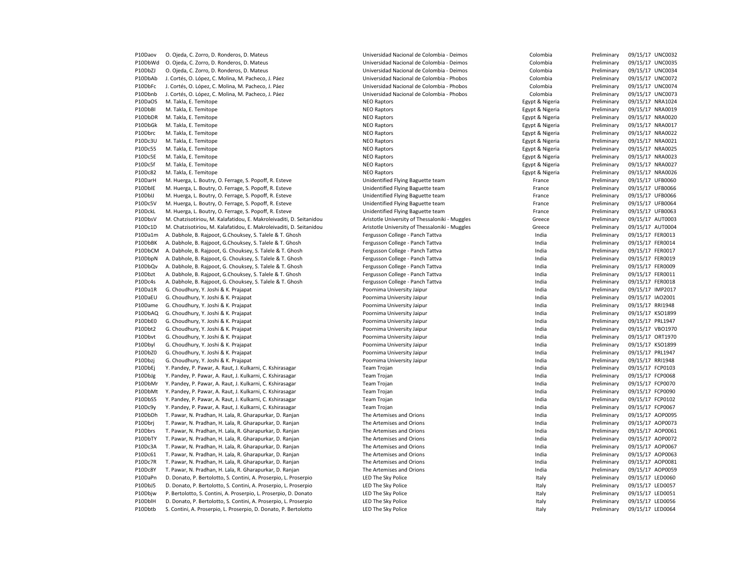| | | | | | | |
|---|---|---|---|---|---|---|
| P10Daov | O. Ojeda, C. Zorro, D. Ronderos, D. Mateus | Universidad Nacional de Colombia - Deimos | Colombia | Preliminary | 09/15/17 | UNC0032 |
| P10DbWd | O. Ojeda, C. Zorro, D. Ronderos, D. Mateus | Universidad Nacional de Colombia - Deimos | Colombia | Preliminary | 09/15/17 | UNC0035 |
| P10DbZJ | O. Ojeda, C. Zorro, D. Ronderos, D. Mateus | Universidad Nacional de Colombia - Deimos | Colombia | Preliminary | 09/15/17 | UNC0034 |
| P10DbAb | J. Cortés, O. López, C. Molina, M. Pacheco, J. Páez | Universidad Nacional de Colombia - Phobos | Colombia | Preliminary | 09/15/17 | UNC0072 |
| P10DbFc | J. Cortés, O. López, C. Molina, M. Pacheco, J. Páez | Universidad Nacional de Colombia - Phobos | Colombia | Preliminary | 09/15/17 | UNC0074 |
| P10Dbnb | J. Cortés, O. López, C. Molina, M. Pacheco, J. Páez | Universidad Nacional de Colombia - Phobos | Colombia | Preliminary | 09/15/17 | UNC0073 |
| P10DaOS | M. Takla, E. Temitope | NEO Raptors | Egypt & Nigeria | Preliminary | 09/15/17 | NRA1024 |
| P10DbBI | M. Takla, E. Temitope | NEO Raptors | Egypt & Nigeria | Preliminary | 09/15/17 | NRA0019 |
| P10DbDR | M. Takla, E. Temitope | NEO Raptors | Egypt & Nigeria | Preliminary | 09/15/17 | NRA0020 |
| P10DbGk | M. Takla, E. Temitope | NEO Raptors | Egypt & Nigeria | Preliminary | 09/15/17 | NRA0017 |
| P10Dbrc | M. Takla, E. Temitope | NEO Raptors | Egypt & Nigeria | Preliminary | 09/15/17 | NRA0022 |
| P10Dc3U | M. Takla, E. Temitope | NEO Raptors | Egypt & Nigeria | Preliminary | 09/15/17 | NRA0021 |
| P10Dc55 | M. Takla, E. Temitope | NEO Raptors | Egypt & Nigeria | Preliminary | 09/15/17 | NRA0025 |
| P10Dc5E | M. Takla, E. Temitope | NEO Raptors | Egypt & Nigeria | Preliminary | 09/15/17 | NRA0023 |
| P10Dc5f | M. Takla, E. Temitope | NEO Raptors | Egypt & Nigeria | Preliminary | 09/15/17 | NRA0027 |
| P10Dc82 | M. Takla, E. Temitope | NEO Raptors | Egypt & Nigeria | Preliminary | 09/15/17 | NRA0026 |
| P10DarH | M. Huerga, L. Boutry, O. Ferrage, S. Popoff, R. Esteve | Unidentified Flying Baguette team | France | Preliminary | 09/15/17 | UFB0060 |
| P10DblE | M. Huerga, L. Boutry, O. Ferrage, S. Popoff, R. Esteve | Unidentified Flying Baguette team | France | Preliminary | 09/15/17 | UFB0066 |
| P10DblJ | M. Huerga, L. Boutry, O. Ferrage, S. Popoff, R. Esteve | Unidentified Flying Baguette team | France | Preliminary | 09/15/17 | UFB0066 |
| P10Dc5V | M. Huerga, L. Boutry, O. Ferrage, S. Popoff, R. Esteve | Unidentified Flying Baguette team | France | Preliminary | 09/15/17 | UFB0064 |
| P10DckL | M. Huerga, L. Boutry, O. Ferrage, S. Popoff, R. Esteve | Unidentified Flying Baguette team | France | Preliminary | 09/15/17 | UFB0063 |
| P10DbsV | M. Chatzisotiriou, M. Kalafatidou, E. Makroleivaditi, D. Seitanidou | Aristotle University of Thessaloniki - Muggles | Greece | Preliminary | 09/15/17 | AUT0003 |
| P10Dc1D | M. Chatzisotiriou, M. Kalafatidou, E. Makroleivaditi, D. Seitanidou | Aristotle University of Thessaloniki - Muggles | Greece | Preliminary | 09/15/17 | AUT0004 |
| P10Da1m | A. Dabhole, B. Rajpoot, G.Chouksey, S. Talele & T. Ghosh | Fergusson College - Panch Tattva | India | Preliminary | 09/15/17 | FER0013 |
| P10DbBK | A. Dabhole, B. Rajpoot, G.Chouksey, S. Talele & T. Ghosh | Fergusson College - Panch Tattva | India | Preliminary | 09/15/17 | FER0014 |
| P10DbCM | A. Dabhole, B. Rajpoot, G. Chouksey, S. Talele & T. Ghosh | Fergusson College - Panch Tattva | India | Preliminary | 09/15/17 | FER0017 |
| P10DbpN | A. Dabhole, B. Rajpoot, G. Chouksey, S. Talele & T. Ghosh | Fergusson College - Panch Tattva | India | Preliminary | 09/15/17 | FER0019 |
| P10DbQv | A. Dabhole, B. Rajpoot, G. Chouksey, S. Talele & T. Ghosh | Fergusson College - Panch Tattva | India | Preliminary | 09/15/17 | FER0009 |
| P10Dbzt | A. Dabhole, B. Rajpoot, G.Chouksey, S. Talele & T. Ghosh | Fergusson College - Panch Tattva | India | Preliminary | 09/15/17 | FER0011 |
| P10Dc4s | A. Dabhole, B. Rajpoot, G. Chouksey, S. Talele & T. Ghosh | Fergusson College - Panch Tattva | India | Preliminary | 09/15/17 | FER0018 |
| P10Da1R | G. Choudhury, Y. Joshi & K. Prajapat | Poornima University Jaipur | India | Preliminary | 09/15/17 | IMP2017 |
| P10DaEU | G. Choudhury, Y. Joshi & K. Prajapat | Poornima University Jaipur | India | Preliminary | 09/15/17 | IAO2001 |
| P10Dame | G. Choudhury, Y. Joshi & K. Prajapat | Poornima University Jaipur | India | Preliminary | 09/15/17 | RRI1948 |
| P10DbAQ | G. Choudhury, Y. Joshi & K. Prajapat | Poornima University Jaipur | India | Preliminary | 09/15/17 | KSO1899 |
| P10DbE0 | G. Choudhury, Y. Joshi & K. Prajapat | Poornima University Jaipur | India | Preliminary | 09/15/17 | PRL1947 |
| P10Dbt2 | G. Choudhury, Y. Joshi & K. Prajapat | Poornima University Jaipur | India | Preliminary | 09/15/17 | VBO1970 |
| P10Dbvt | G. Choudhury, Y. Joshi & K. Prajapat | Poornima University Jaipur | India | Preliminary | 09/15/17 | ORT1970 |
| P10Dbyl | G. Choudhury, Y. Joshi & K. Prajapat | Poornima University Jaipur | India | Preliminary | 09/15/17 | KSO1899 |
| P10DbZ0 | G. Choudhury, Y. Joshi & K. Prajapat | Poornima University Jaipur | India | Preliminary | 09/15/17 | PRL1947 |
| P10Dbzj | G. Choudhury, Y. Joshi & K. Prajapat | Poornima University Jaipur | India | Preliminary | 09/15/17 | RRI1948 |
| P10DbEj | Y. Pandey, P. Pawar, A. Raut, J. Kulkarni, C. Kshirasagar | Team Trojan | India | Preliminary | 09/15/17 | FCP0103 |
| P10DbJg | Y. Pandey, P. Pawar, A. Raut, J. Kulkarni, C. Kshirasagar | Team Trojan | India | Preliminary | 09/15/17 | FCP0068 |
| P10DbMr | Y. Pandey, P. Pawar, A. Raut, J. Kulkarni, C. Kshirasagar | Team Trojan | India | Preliminary | 09/15/17 | FCP0070 |
| P10DbMt | Y. Pandey, P. Pawar, A. Raut, J. Kulkarni, C. Kshirasagar | Team Trojan | India | Preliminary | 09/15/17 | FCP0090 |
| P10DbS5 | Y. Pandey, P. Pawar, A. Raut, J. Kulkarni, C. Kshirasagar | Team Trojan | India | Preliminary | 09/15/17 | FCP0102 |
| P10Dc9y | Y. Pandey, P. Pawar, A. Raut, J. Kulkarni, C. Kshirasagar | Team Trojan | India | Preliminary | 09/15/17 | FCP0067 |
| P10DbDh | T. Pawar, N. Pradhan, H. Lala, R. Gharapurkar, D. Ranjan | The Artemises and Orions | India | Preliminary | 09/15/17 | AOP0095 |
| P10Dbrj | T. Pawar, N. Pradhan, H. Lala, R. Gharapurkar, D. Ranjan | The Artemises and Orions | India | Preliminary | 09/15/17 | AOP0073 |
| P10Dbrs | T. Pawar, N. Pradhan, H. Lala, R. Gharapurkar, D. Ranjan | The Artemises and Orions | India | Preliminary | 09/15/17 | AOP0061 |
| P10DbTY | T. Pawar, N. Pradhan, H. Lala, R. Gharapurkar, D. Ranjan | The Artemises and Orions | India | Preliminary | 09/15/17 | AOP0072 |
| P10Dc3A | T. Pawar, N. Pradhan, H. Lala, R. Gharapurkar, D. Ranjan | The Artemises and Orions | India | Preliminary | 09/15/17 | AOP0067 |
| P10Dc61 | T. Pawar, N. Pradhan, H. Lala, R. Gharapurkar, D. Ranjan | The Artemises and Orions | India | Preliminary | 09/15/17 | AOP0063 |
| P10Dc7R | T. Pawar, N. Pradhan, H. Lala, R. Gharapurkar, D. Ranjan | The Artemises and Orions | India | Preliminary | 09/15/17 | AOP0081 |
| P10Dc8Y | T. Pawar, N. Pradhan, H. Lala, R. Gharapurkar, D. Ranjan | The Artemises and Orions | India | Preliminary | 09/15/17 | AOP0059 |
| P10DaPn | D. Donato, P. Bertolotto, S. Contini, A. Proserpio, L. Proserpio | LED The Sky Police | Italy | Preliminary | 09/15/17 | LED0060 |
| P10DbJ5 | D. Donato, P. Bertolotto, S. Contini, A. Proserpio, L. Proserpio | LED The Sky Police | Italy | Preliminary | 09/15/17 | LED0057 |
| P10Dbjw | P. Bertolotto, S. Contini, A. Proserpio, L. Proserpio, D. Donato | LED The Sky Police | Italy | Preliminary | 09/15/17 | LED0051 |
| P10DblH | D. Donato, P. Bertolotto, S. Contini, A. Proserpio, L. Proserpio | LED The Sky Police | Italy | Preliminary | 09/15/17 | LED0056 |
| P10Dbtb | S. Contini, A. Proserpio, L. Proserpio, D. Donato, P. Bertolotto | LED The Sky Police | Italy | Preliminary | 09/15/17 | LED0064 |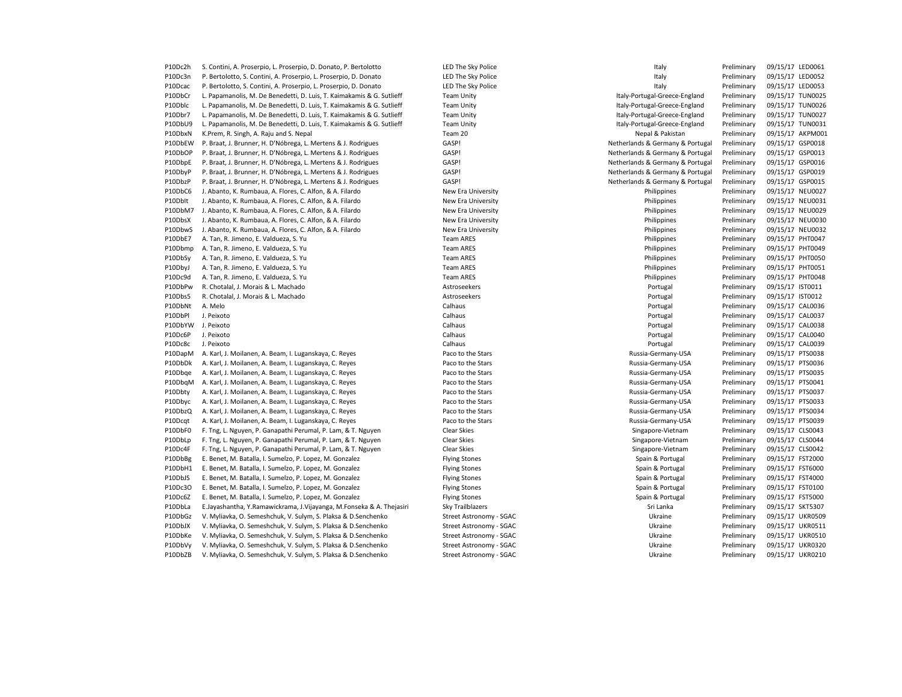| | | | | | | |
|---|---|---|---|---|---|---|
| P10Dc2h | S. Contini, A. Prosperpio, L. Prosperpio, D. Donato, P. Bertolotto | LED The Sky Police | Italy | Preliminary | 09/15/17 | LED0061 |
| P10Dc3n | P. Bertolotto, S. Contini, A. Prosperpio, L. Prosperpio, D. Donato | LED The Sky Police | Italy | Preliminary | 09/15/17 | LED0052 |
| P10Dcac | P. Bertolotto, S. Contini, A. Prosperpio, L. Prosperpio, D. Donato | LED The Sky Police | Italy | Preliminary | 09/15/17 | LED0053 |
| P10DbCr | L. Papamanolis, M. De Benedetti, D. Luis, T. Kaimakamis & G. Sutlieff | Team Unity | Italy-Portugal-Greece-England | Preliminary | 09/15/17 | TUN0025 |
| P10Dblc | L. Papamanolis, M. De Benedetti, D. Luis, T. Kaimakamis & G. Sutlieff | Team Unity | Italy-Portugal-Greece-England | Preliminary | 09/15/17 | TUN0026 |
| P10Dbr7 | L. Papamanolis, M. De Benedetti, D. Luis, T. Kaimakamis & G. Sutlieff | Team Unity | Italy-Portugal-Greece-England | Preliminary | 09/15/17 | TUN0027 |
| P10DbU9 | L. Papamanolis, M. De Benedetti, D. Luis, T. Kaimakamis & G. Sutlieff | Team Unity | Italy-Portugal-Greece-England | Preliminary | 09/15/17 | TUN0031 |
| P10DbxN | K.Prem, R. Singh, A. Raju and S. Nepal | Team 20 | Nepal & Pakistan | Preliminary | 09/15/17 | AKPM001 |
| P10DbEW | P. Braat, J. Brunner, H. D'Nóbrega, L. Mertens & J. Rodrigues | GASP! | Netherlands & Germany & Portugal | Preliminary | 09/15/17 | GSP0018 |
| P10DbOP | P. Braat, J. Brunner, H. D'Nóbrega, L. Mertens & J. Rodrigues | GASP! | Netherlands & Germany & Portugal | Preliminary | 09/15/17 | GSP0013 |
| P10DbpE | P. Braat, J. Brunner, H. D'Nóbrega, L. Mertens & J. Rodrigues | GASP! | Netherlands & Germany & Portugal | Preliminary | 09/15/17 | GSP0016 |
| P10DbyP | P. Braat, J. Brunner, H. D'Nóbrega, L. Mertens & J. Rodrigues | GASP! | Netherlands & Germany & Portugal | Preliminary | 09/15/17 | GSP0019 |
| P10DbzP | P. Braat, J. Brunner, H. D'Nóbrega, L. Mertens & J. Rodrigues | GASP! | Netherlands & Germany & Portugal | Preliminary | 09/15/17 | GSP0015 |
| P10DbC6 | J. Abanto, K. Rumbaua, A. Flores, C. Alfon, & A. Filardo | New Era University | Philippines | Preliminary | 09/15/17 | NEU0027 |
| P10Dblt | J. Abanto, K. Rumbaua, A. Flores, C. Alfon, & A. Filardo | New Era University | Philippines | Preliminary | 09/15/17 | NEU0031 |
| P10DbM7 | J. Abanto, K. Rumbaua, A. Flores, C. Alfon, & A. Filardo | New Era University | Philippines | Preliminary | 09/15/17 | NEU0029 |
| P10DbsX | J. Abanto, K. Rumbaua, A. Flores, C. Alfon, & A. Filardo | New Era University | Philippines | Preliminary | 09/15/17 | NEU0030 |
| P10DbwS | J. Abanto, K. Rumbaua, A. Flores, C. Alfon, & A. Filardo | New Era University | Philippines | Preliminary | 09/15/17 | NEU0032 |
| P10DbE7 | A. Tan, R. Jimeno, E. Valdueza, S. Yu | Team ARES | Philippines | Preliminary | 09/15/17 | PHT0047 |
| P10Dbmp | A. Tan, R. Jimeno, E. Valdueza, S. Yu | Team ARES | Philippines | Preliminary | 09/15/17 | PHT0049 |
| P10DbSy | A. Tan, R. Jimeno, E. Valdueza, S. Yu | Team ARES | Philippines | Preliminary | 09/15/17 | PHT0050 |
| P10DbyJ | A. Tan, R. Jimeno, E. Valdueza, S. Yu | Team ARES | Philippines | Preliminary | 09/15/17 | PHT0051 |
| P10Dc9d | A. Tan, R. Jimeno, E. Valdueza, S. Yu | Team ARES | Philippines | Preliminary | 09/15/17 | PHT0048 |
| P10DbPw | R. Chotalal, J. Morais & L. Machado | Astroseekers | Portugal | Preliminary | 09/15/17 | IST0011 |
| P10Dbs5 | R. Chotalal, J. Morais & L. Machado | Astroseekers | Portugal | Preliminary | 09/15/17 | IST0012 |
| P10DbNt | A. Melo | Calhaus | Portugal | Preliminary | 09/15/17 | CAL0036 |
| P10DbPl | J. Peixoto | Calhaus | Portugal | Preliminary | 09/15/17 | CAL0037 |
| P10DbYW | J. Peixoto | Calhaus | Portugal | Preliminary | 09/15/17 | CAL0038 |
| P10Dc6P | J. Peixoto | Calhaus | Portugal | Preliminary | 09/15/17 | CAL0040 |
| P10Dc8c | J. Peixoto | Calhaus | Portugal | Preliminary | 09/15/17 | CAL0039 |
| P10DapM | A. Karl, J. Moilanen, A. Beam, I. Luganskaya, C. Reyes | Paco to the Stars | Russia-Germany-USA | Preliminary | 09/15/17 | PTS0038 |
| P10DbDk | A. Karl, J. Moilanen, A. Beam, I. Luganskaya, C. Reyes | Paco to the Stars | Russia-Germany-USA | Preliminary | 09/15/17 | PTS0036 |
| P10Dbqe | A. Karl, J. Moilanen, A. Beam, I. Luganskaya, C. Reyes | Paco to the Stars | Russia-Germany-USA | Preliminary | 09/15/17 | PTS0035 |
| P10DbqM | A. Karl, J. Moilanen, A. Beam, I. Luganskaya, C. Reyes | Paco to the Stars | Russia-Germany-USA | Preliminary | 09/15/17 | PTS0041 |
| P10Dbty | A. Karl, J. Moilanen, A. Beam, I. Luganskaya, C. Reyes | Paco to the Stars | Russia-Germany-USA | Preliminary | 09/15/17 | PTS0037 |
| P10Dbyc | A. Karl, J. Moilanen, A. Beam, I. Luganskaya, C. Reyes | Paco to the Stars | Russia-Germany-USA | Preliminary | 09/15/17 | PTS0033 |
| P10DbzQ | A. Karl, J. Moilanen, A. Beam, I. Luganskaya, C. Reyes | Paco to the Stars | Russia-Germany-USA | Preliminary | 09/15/17 | PTS0034 |
| P10Dcqt | A. Karl, J. Moilanen, A. Beam, I. Luganskaya, C. Reyes | Paco to the Stars | Russia-Germany-USA | Preliminary | 09/15/17 | PTS0039 |
| P10DbF0 | F. Tng, L. Nguyen, P. Ganapathi Perumal, P. Lam, & T. Nguyen | Clear Skies | Singapore-Vietnam | Preliminary | 09/15/17 | CLS0043 |
| P10DbLp | F. Tng, L. Nguyen, P. Ganapathi Perumal, P. Lam, & T. Nguyen | Clear Skies | Singapore-Vietnam | Preliminary | 09/15/17 | CLS0044 |
| P10Dc4F | F. Tng, L. Nguyen, P. Ganapathi Perumal, P. Lam, & T. Nguyen | Clear Skies | Singapore-Vietnam | Preliminary | 09/15/17 | CLS0042 |
| P10DbBg | E. Benet, M. Batalla, I. Sumelzo, P. Lopez, M. Gonzalez | Flying Stones | Spain & Portugal | Preliminary | 09/15/17 | FST2000 |
| P10DbH1 | E. Benet, M. Batalla, I. Sumelzo, P. Lopez, M. Gonzalez | Flying Stones | Spain & Portugal | Preliminary | 09/15/17 | FST6000 |
| P10DbJS | E. Benet, M. Batalla, I. Sumelzo, P. Lopez, M. Gonzalez | Flying Stones | Spain & Portugal | Preliminary | 09/15/17 | FST4000 |
| P10Dc3O | E. Benet, M. Batalla, I. Sumelzo, P. Lopez, M. Gonzalez | Flying Stones | Spain & Portugal | Preliminary | 09/15/17 | FST0100 |
| P10Dc6Z | E. Benet, M. Batalla, I. Sumelzo, P. Lopez, M. Gonzalez | Flying Stones | Spain & Portugal | Preliminary | 09/15/17 | FST5000 |
| P10DbLa | E.Jayashantha, Y.Ramawickrama, J.Vijayanga, M.Fonseka & A. Thejasiri | Sky Trailblazers | Sri Lanka | Preliminary | 09/15/17 | SKT5307 |
| P10DbGz | V. Myliavka, O. Semeshchuk, V. Sulym, S. Plaksa & D.Senchenko | Street Astronomy - SGAC | Ukraine | Preliminary | 09/15/17 | UKR0509 |
| P10DbJX | V. Myliavka, O. Semeshchuk, V. Sulym, S. Plaksa & D.Senchenko | Street Astronomy - SGAC | Ukraine | Preliminary | 09/15/17 | UKR0511 |
| P10DbKe | V. Myliavka, O. Semeshchuk, V. Sulym, S. Plaksa & D.Senchenko | Street Astronomy - SGAC | Ukraine | Preliminary | 09/15/17 | UKR0510 |
| P10DbVy | V. Myliavka, O. Semeshchuk, V. Sulym, S. Plaksa & D.Senchenko | Street Astronomy - SGAC | Ukraine | Preliminary | 09/15/17 | UKR0320 |
| P10DbZB | V. Myliavka, O. Semeshchuk, V. Sulym, S. Plaksa & D.Senchenko | Street Astronomy - SGAC | Ukraine | Preliminary | 09/15/17 | UKR0210 |